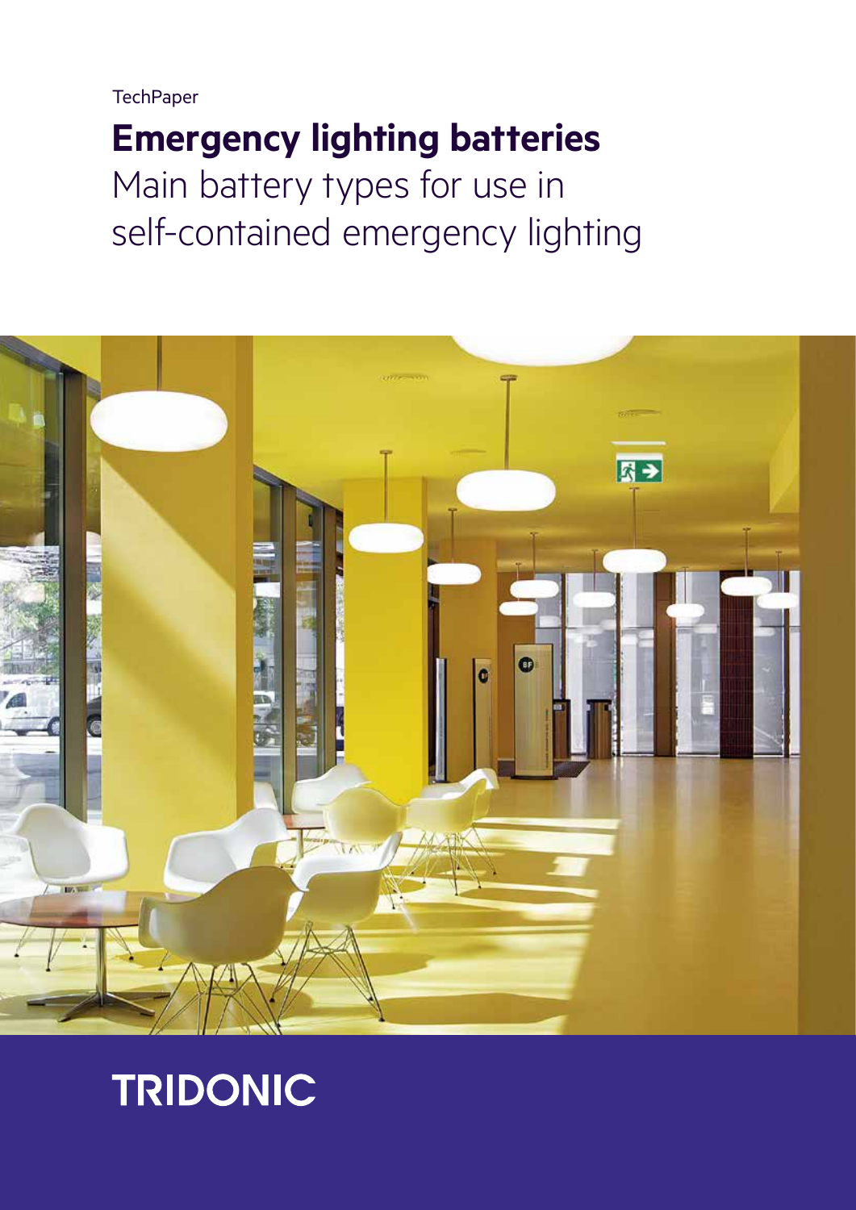TechPaper

# Emergency lighting batteries

## Main battery types for use in self-contained emergency lighting

TRIDONIC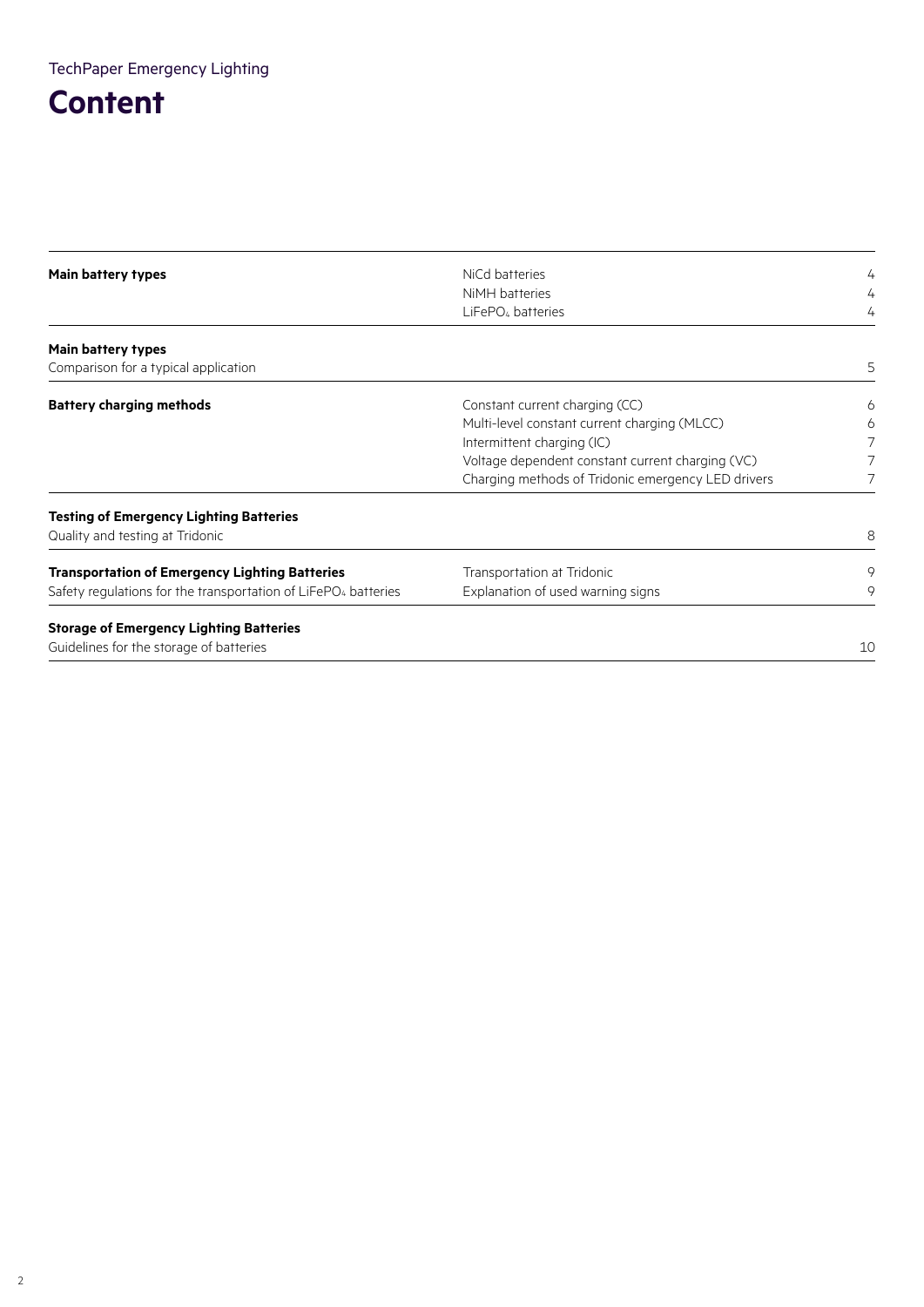TechPaper Emergency Lighting

# Content

| | | |
|---|---|---|
| **Main battery types** | NiCd batteries | 4 |
| | NiMH batteries | 4 |
| | $LiFePO_4$ batteries | 4 |
| **Main battery types**<br>Comparison for a typical application | | 5 |
| **Battery charging methods** | Constant current charging (CC) | 6 |
| | Multi-level constant current charging (MLCC) | 6 |
| | Intermittent charging (IC) | 7 |
| | Voltage dependent constant current charging (VC) | 7 |
| | Charging methods of Tridonic emergency LED drivers | 7 |
| **Testing of Emergency Lighting Batteries**<br>Quality and testing at Tridonic | | 8 |
| **Transportation of Emergency Lighting Batteries** | Transportation at Tridonic | 9 |
| Safety regulations for the transportation of $LiFePO_4$ batteries | Explanation of used warning signs | 9 |
| **Storage of Emergency Lighting Batteries**<br>Guidelines for the storage of batteries | | 10 |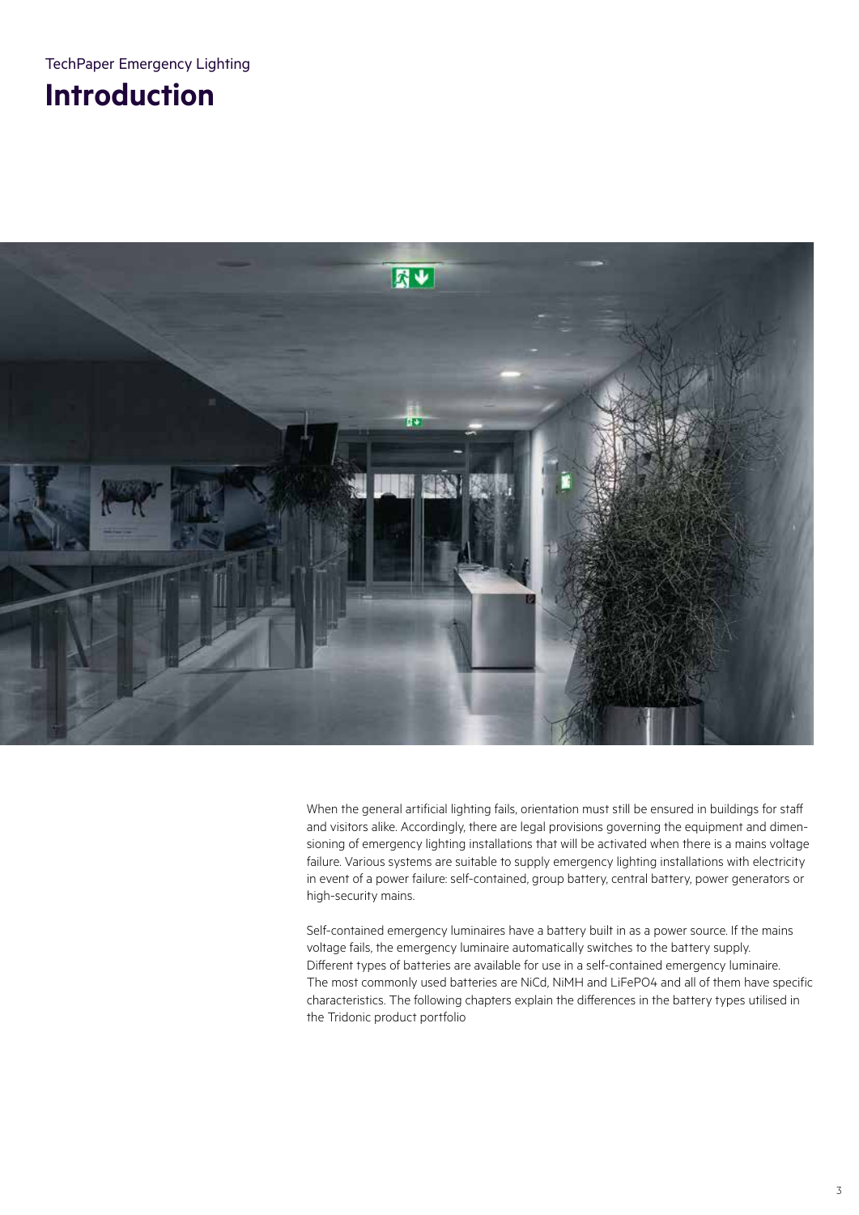TechPaper Emergency Lighting

# Introduction

When the general artificial lighting fails, orientation must still be ensured in buildings for staff and visitors alike. Accordingly, there are legal provisions governing the equipment and dimensioning of emergency lighting installations that will be activated when there is a mains voltage failure. Various systems are suitable to supply emergency lighting installations with electricity in event of a power failure: self-contained, group battery, central battery, power generators or high-security mains.

Self-contained emergency luminaires have a battery built in as a power source. If the mains voltage fails, the emergency luminaire automatically switches to the battery supply. Different types of batteries are available for use in a self-contained emergency luminaire. The most commonly used batteries are NiCd, NiMH and LiFePO4 and all of them have specific characteristics. The following chapters explain the differences in the battery types utilised in the Tridonic product portfolio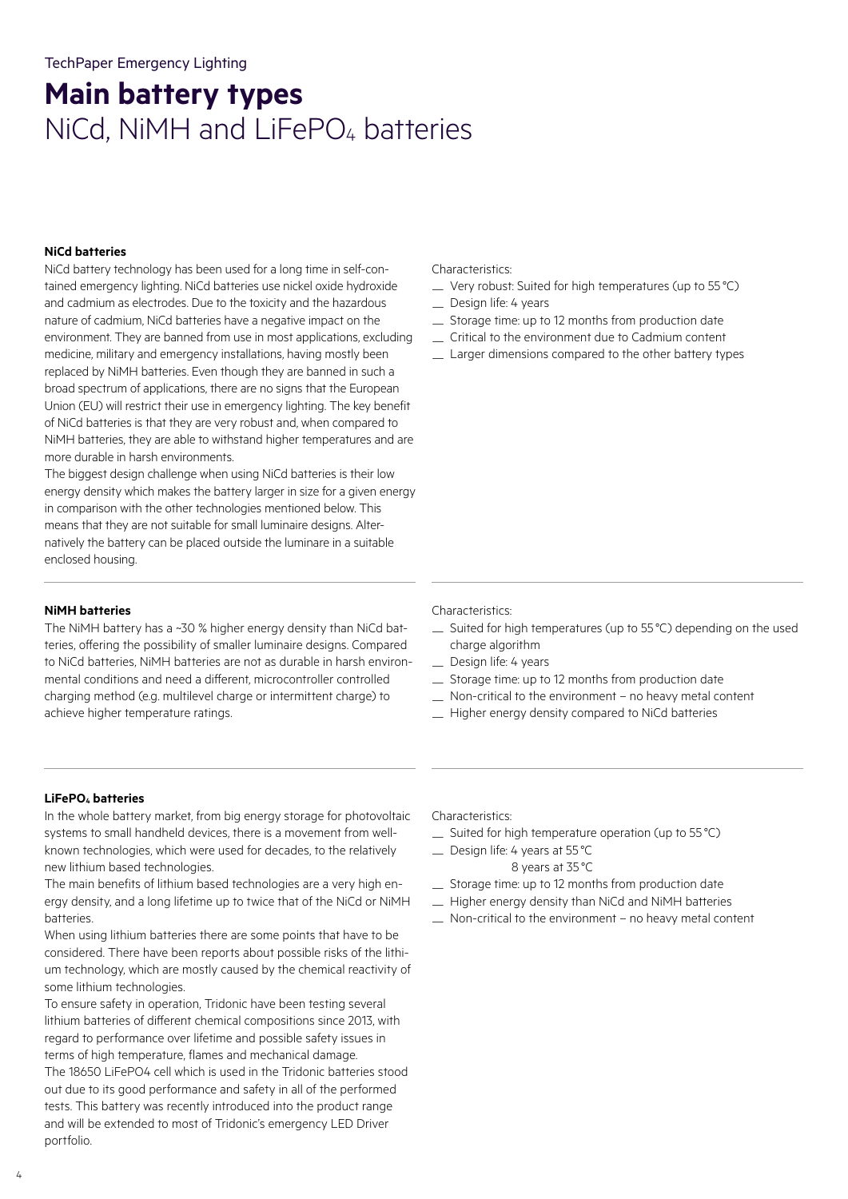# Main battery types

## NiCd, NiMH and $LiFePO_4$ batteries

### NiCd batteries

NiCd battery technology has been used for a long time in self-contained emergency lighting. NiCd batteries use nickel oxide hydroxide and cadmium as electrodes. Due to the toxicity and the hazardous nature of cadmium, NiCd batteries have a negative impact on the environment. They are banned from use in most applications, excluding medicine, military and emergency installations, having mostly been replaced by NiMH batteries. Even though they are banned in such a broad spectrum of applications, there are no signs that the European Union (EU) will restrict their use in emergency lighting. The key benefit of NiCd batteries is that they are very robust and, when compared to NiMH batteries, they are able to withstand higher temperatures and are more durable in harsh environments.

The biggest design challenge when using NiCd batteries is their low energy density which makes the battery larger in size for a given energy in comparison with the other technologies mentioned below. This means that they are not suitable for small luminaire designs. Alternatively the battery can be placed outside the luminaire in a suitable enclosed housing.

Characteristics:

- Very robust: Suited for high temperatures (up to 55 °C)
- Design life: 4 years
- Storage time: up to 12 months from production date
- Critical to the environment due to Cadmium content
- Larger dimensions compared to the other battery types

### NiMH batteries

The NiMH battery has a ~30 % higher energy density than NiCd batteries, offering the possibility of smaller luminaire designs. Compared to NiCd batteries, NiMH batteries are not as durable in harsh environmental conditions and need a different, microcontroller controlled charging method (e.g. multilevel charge or intermittent charge) to achieve higher temperature ratings.

Characteristics:

- Suited for high temperatures (up to 55 °C) depending on the used charge algorithm
- Design life: 4 years
- Storage time: up to 12 months from production date
- Non-critical to the environment – no heavy metal content
- Higher energy density compared to NiCd batteries

### $LiFePO_4$ batteries

In the whole battery market, from big energy storage for photovoltaic systems to small handheld devices, there is a movement from well-known technologies, which were used for decades, to the relatively new lithium based technologies.

The main benefits of lithium based technologies are a very high energy density, and a long lifetime up to twice that of the NiCd or NiMH batteries.

When using lithium batteries there are some points that have to be considered. There have been reports about possible risks of the lithium technology, which are mostly caused by the chemical reactivity of some lithium technologies.

To ensure safety in operation, Tridonic have been testing several lithium batteries of different chemical compositions since 2013, with regard to performance over lifetime and possible safety issues in terms of high temperature, flames and mechanical damage.

The 18650 $LiFePO_4$ cell which is used in the Tridonic batteries stood out due to its good performance and safety in all of the performed tests. This battery was recently introduced into the product range and will be extended to most of Tridonic's emergency LED Driver portfolio.

Characteristics:

- Suited for high temperature operation (up to 55 °C)
- Design life: 4 years at 55 °C
  8 years at 35 °C
- Storage time: up to 12 months from production date
- Higher energy density than NiCd and NiMH batteries
- Non-critical to the environment – no heavy metal content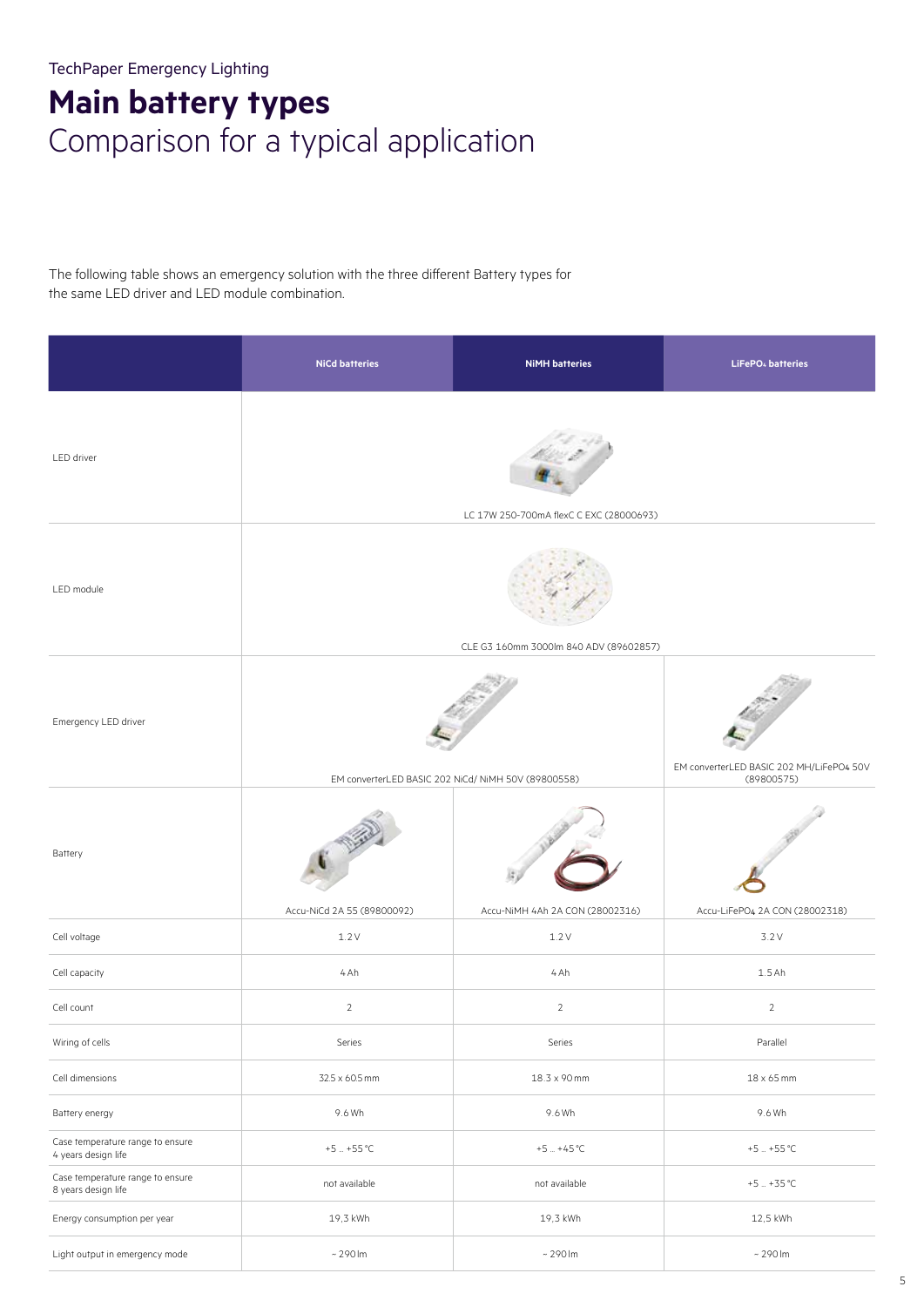TechPaper Emergency Lighting

# Main battery types

## Comparison for a typical application

The following table shows an emergency solution with the three different Battery types for the same LED driver and LED module combination.

| | NiCd batteries | NiMH batteries | $LiFePO_4$ batteries |
|---|---|---|---|
| LED driver | LC 17W 250-700mA flexC C EXC (28000693) | | |
| LED module | CLE G3 160mm 3000lm 840 ADV (89602857) | | |
| Emergency LED driver | EM converterLED BASIC 202 NiCd/ NiMH 50V (89800558) | | EM converterLED BASIC 202 MH/LiFePO4 50V (89800575) |
| Battery | Accu-NiCd 2A 55 (89800092) | Accu-NiMH 4Ah 2A CON (28002316) | Accu-$LiFePO_4$ 2A CON (28002318) |
| Cell voltage | 1.2 V | 1.2 V | 3.2 V |
| Cell capacity | 4 Ah | 4 Ah | 1.5 Ah |
| Cell count | 2 | 2 | 2 |
| Wiring of cells | Series | Series | Parallel |
| Cell dimensions | 32.5 x 60.5 mm | 18.3 x 90 mm | 18 x 65 mm |
| Battery energy | 9.6 Wh | 9.6 Wh | 9.6 Wh |
| Case temperature range to ensure 4 years design life | +5 … +55 °C | +5 … +45 °C | +5 … +55 °C |
| Case temperature range to ensure 8 years design life | not available | not available | +5 … +35 °C |
| Energy consumption per year | 19,3 kWh | 19,3 kWh | 12,5 kWh |
| Light output in emergency mode | ~ 290 lm | ~ 290 lm | ~ 290 lm |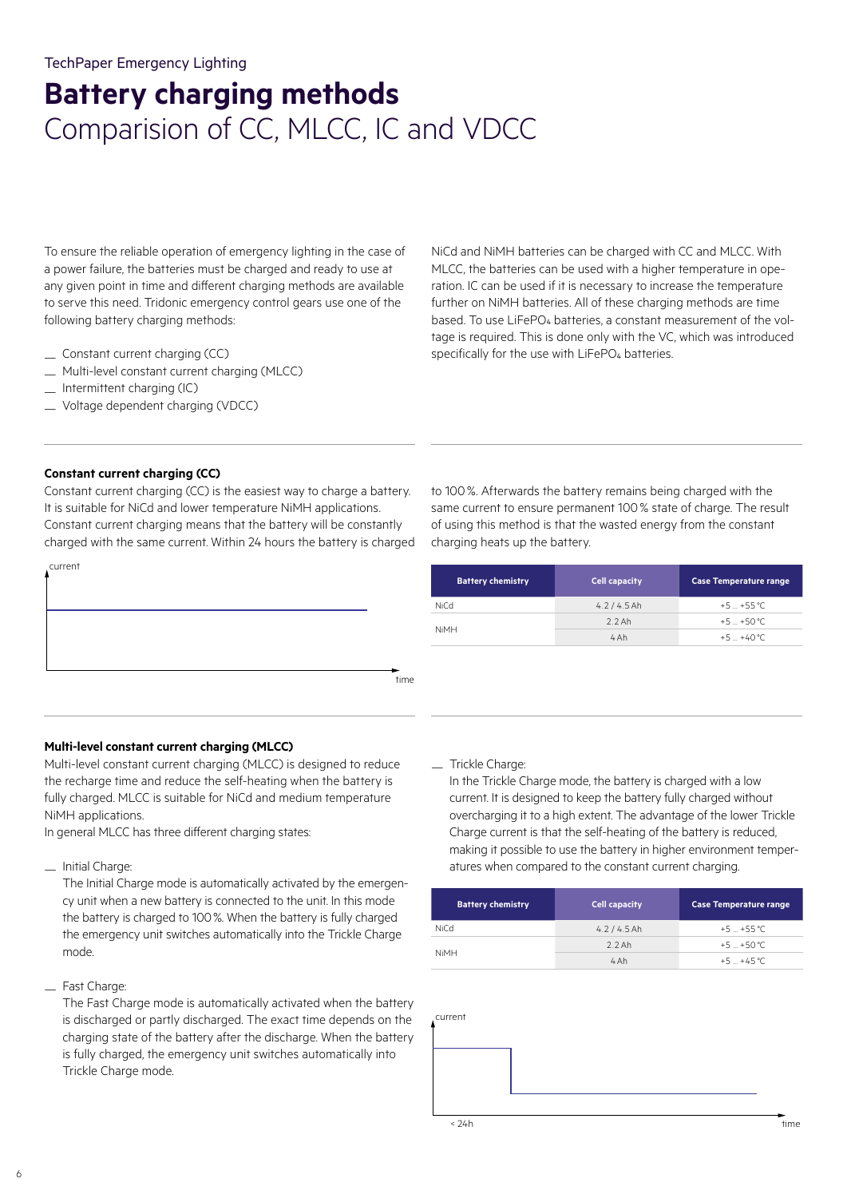TechPaper Emergency Lighting

# Battery charging methods

## Comparision of CC, MLCC, IC and VDCC

To ensure the reliable operation of emergency lighting in the case of a power failure, the batteries must be charged and ready to use at any given point in time and different charging methods are available to serve this need. Tridonic emergency control gears use one of the following battery charging methods:

- Constant current charging (CC)
- Multi-level constant current charging (MLCC)
- Intermittent charging (IC)
- Voltage dependent charging (VDCC)

NiCd and NiMH batteries can be charged with CC and MLCC. With MLCC, the batteries can be used with a higher temperature in operation. IC can be used if it is necessary to increase the temperature further on NiMH batteries. All of these charging methods are time based. To use $LiFePO_4$ batteries, a constant measurement of the voltage is required. This is done only with the VC, which was introduced specifically for the use with $LiFePO_4$ batteries.

### Constant current charging (CC)

Constant current charging (CC) is the easiest way to charge a battery. It is suitable for NiCd and lower temperature NiMH applications. Constant current charging means that the battery will be constantly charged with the same current. Within 24 hours the battery is charged to 100 %. Afterwards the battery remains being charged with the same current to ensure permanent 100 % state of charge. The result of using this method is that the wasted energy from the constant charging heats up the battery.

current

time

| Battery chemistry | Cell capacity | Case Temperature range |
|---|---|---|
| NiCd | 4.2 / 4.5 Ah | +5 … +55 °C |
| NiMH | 2.2 Ah | +5 … +50 °C |
| | 4 Ah | +5 … +40 °C |

### Multi-level constant current charging (MLCC)

Multi-level constant current charging (MLCC) is designed to reduce the recharge time and reduce the self-heating when the battery is fully charged. MLCC is suitable for NiCd and medium temperature NiMH applications.
In general MLCC has three different charging states:

- Initial Charge:
  The Initial Charge mode is automatically activated by the emergency unit when a new battery is connected to the unit. In this mode the battery is charged to 100 %. When the battery is fully charged the emergency unit switches automatically into the Trickle Charge mode.

- Fast Charge:
  The Fast Charge mode is automatically activated when the battery is discharged or partly discharged. The exact time depends on the charging state of the battery after the discharge. When the battery is fully charged, the emergency unit switches automatically into Trickle Charge mode.

- Trickle Charge:
  In the Trickle Charge mode, the battery is charged with a low current. It is designed to keep the battery fully charged without overcharging it to a high extent. The advantage of the lower Trickle Charge current is that the self-heating of the battery is reduced, making it possible to use the battery in higher environment temperatures when compared to the constant current charging.

| Battery chemistry | Cell capacity | Case Temperature range |
|---|---|---|
| NiCd | 4.2 / 4.5 Ah | +5 … +55 °C |
| NiMH | 2.2 Ah | +5 … +50 °C |
| | 4 Ah | +5 … +45 °C |

current

< 24h

time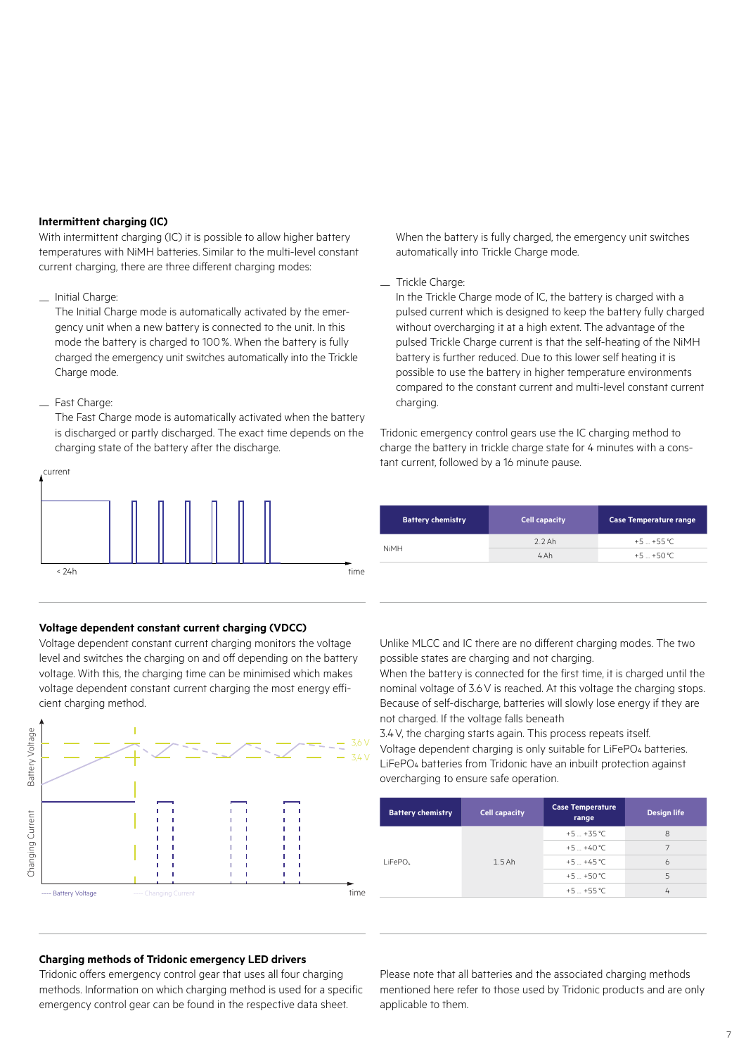### Intermittent charging (IC)

With intermittent charging (IC) it is possible to allow higher battery temperatures with NiMH batteries. Similar to the multi-level constant current charging, there are three different charging modes:

- Initial Charge:
  The Initial Charge mode is automatically activated by the emergency unit when a new battery is connected to the unit. In this mode the battery is charged to 100 %. When the battery is fully charged the emergency unit switches automatically into the Trickle Charge mode.

- Fast Charge:
  The Fast Charge mode is automatically activated when the battery is discharged or partly discharged. The exact time depends on the charging state of the battery after the discharge. When the battery is fully charged, the emergency unit switches automatically into Trickle Charge mode.

- Trickle Charge:
  In the Trickle Charge mode of IC, the battery is charged with a pulsed current which is designed to keep the battery fully charged without overcharging it at a high extent. The advantage of the pulsed Trickle Charge current is that the self-heating of the NiMH battery is further reduced. Due to this lower self heating it is possible to use the battery in higher temperature environments compared to the constant current and multi-level constant current charging.

Tridonic emergency control gears use the IC charging method to charge the battery in trickle charge state for 4 minutes with a constant current, followed by a 16 minute pause.

| Battery chemistry | Cell capacity | Case Temperature range |
|---|---|---|
| NiMH | 2.2 Ah | +5 ... +55 °C |
| | 4 Ah | +5 ... +50 °C |

### Voltage dependent constant current charging (VDCC)

Voltage dependent constant current charging monitors the voltage level and switches the charging on and off depending on the battery voltage. With this, the charging time can be minimised which makes voltage dependent constant current charging the most energy efficient charging method.

Unlike MLCC and IC there are no different charging modes. The two possible states are charging and not charging.
When the battery is connected for the first time, it is charged until the nominal voltage of 3.6 V is reached. At this voltage the charging stops. Because of self-discharge, batteries will slowly lose energy if they are not charged. If the voltage falls beneath
3.4 V, the charging starts again. This process repeats itself.
Voltage dependent charging is only suitable for $LiFePO_4$ batteries. $LiFePO_4$ batteries from Tridonic have an inbuilt protection against overcharging to ensure safe operation.

| Battery chemistry | Cell capacity | Case Temperature range | Design life |
|---|---|---|---|
| $LiFePO_4$ | 1.5 Ah | +5 ... +35 °C | 8 |
| | | +5 ... +40 °C | 7 |
| | | +5 ... +45 °C | 6 |
| | | +5 ... +50 °C | 5 |
| | | +5 ... +55 °C | 4 |

### Charging methods of Tridonic emergency LED drivers

Tridonic offers emergency control gear that uses all four charging methods. Information on which charging method is used for a specific emergency control gear can be found in the respective data sheet.

Please note that all batteries and the associated charging methods mentioned here refer to those used by Tridonic products and are only applicable to them.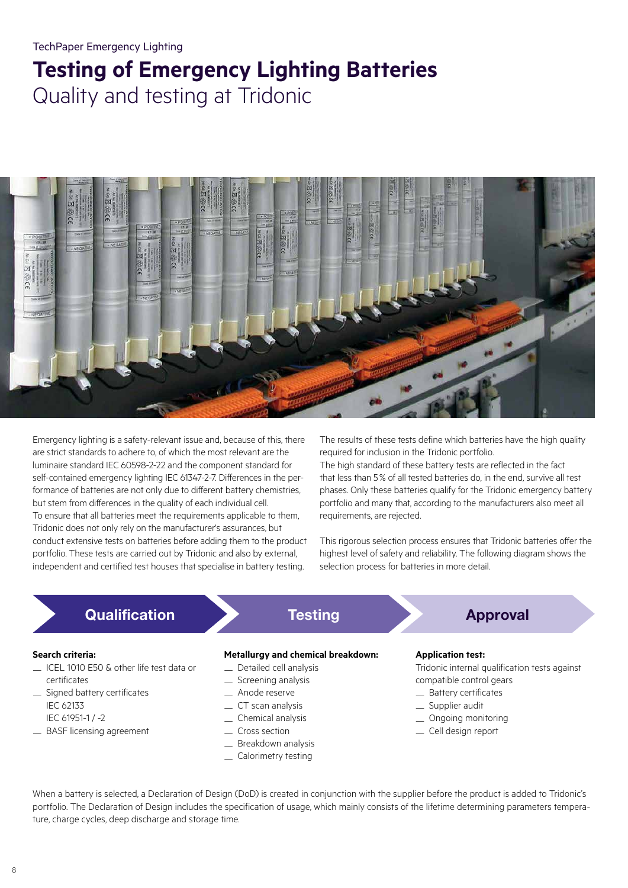TechPaper Emergency Lighting

# Testing of Emergency Lighting Batteries

## Quality and testing at Tridonic

Emergency lighting is a safety-relevant issue and, because of this, there are strict standards to adhere to, of which the most relevant are the luminaire standard IEC 60598-2-22 and the component standard for self-contained emergency lighting IEC 61347-2-7. Differences in the performance of batteries are not only due to different battery chemistries, but stem from differences in the quality of each individual cell.
To ensure that all batteries meet the requirements applicable to them, Tridonic does not only rely on the manufacturer's assurances, but conduct extensive tests on batteries before adding them to the product portfolio. These tests are carried out by Tridonic and also by external, independent and certified test houses that specialise in battery testing.

The results of these tests define which batteries have the high quality required for inclusion in the Tridonic portfolio.
The high standard of these battery tests are reflected in the fact that less than 5% of all tested batteries do, in the end, survive all test phases. Only these batteries qualify for the Tridonic emergency battery portfolio and many that, according to the manufacturers also meet all requirements, are rejected.

This rigorous selection process ensures that Tridonic batteries offer the highest level of safety and reliability. The following diagram shows the selection process for batteries in more detail.

### Qualification

**Search criteria:**
- ICEL 1010 E50 & other life test data or certificates
- Signed battery certificates
  IEC 62133
  IEC 61951-1 / -2
- BASF licensing agreement

### Testing

**Metallurgy and chemical breakdown:**
- Detailed cell analysis
- Screening analysis
- Anode reserve
- CT scan analysis
- Chemical analysis
- Cross section
- Breakdown analysis
- Calorimetry testing

### Approval

**Application test:**
Tridonic internal qualification tests against compatible control gears
- Battery certificates
- Supplier audit
- Ongoing monitoring
- Cell design report

When a battery is selected, a Declaration of Design (DoD) is created in conjunction with the supplier before the product is added to Tridonic's portfolio. The Declaration of Design includes the specification of usage, which mainly consists of the lifetime determining parameters temperature, charge cycles, deep discharge and storage time.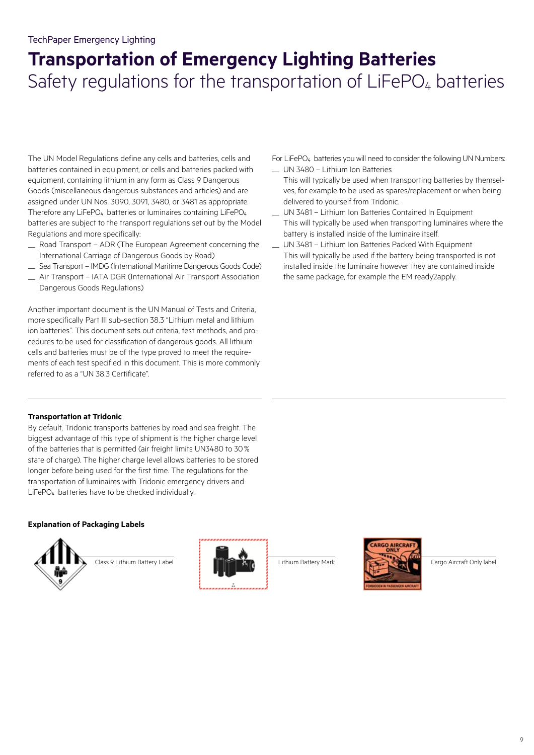# Transportation of Emergency Lighting Batteries

## Safety regulations for the transportation of $LiFePO_4$ batteries

The UN Model Regulations define any cells and batteries, cells and batteries contained in equipment, or cells and batteries packed with equipment, containing lithium in any form as Class 9 Dangerous Goods (miscellaneous dangerous substances and articles) and are assigned under UN Nos. 3090, 3091, 3480, or 3481 as appropriate. Therefore any $LiFePO_4$ batteries or luminaires containing $LiFePO_4$ batteries are subject to the transport regulations set out by the Model Regulations and more specifically:

- Road Transport – ADR (The European Agreement concerning the International Carriage of Dangerous Goods by Road)
- Sea Transport – IMDG (International Maritime Dangerous Goods Code)
- Air Transport – IATA DGR (International Air Transport Association Dangerous Goods Regulations)

Another important document is the UN Manual of Tests and Criteria, more specifically Part III sub-section 38.3 "Lithium metal and lithium ion batteries". This document sets out criteria, test methods, and procedures to be used for classification of dangerous goods. All lithium cells and batteries must be of the type proved to meet the requirements of each test specified in this document. This is more commonly referred to as a "UN 38.3 Certificate".

For $LiFePO_4$ batteries you will need to consider the following UN Numbers:

- UN 3480 – Lithium Ion Batteries
  This will typically be used when transporting batteries by themselves, for example to be used as spares/replacement or when being delivered to yourself from Tridonic.
- UN 3481 – Lithium Ion Batteries Contained In Equipment
  This will typically be used when transporting luminaires where the battery is installed inside of the luminaire itself.
- UN 3481 – Lithium Ion Batteries Packed With Equipment
  This will typically be used if the battery being transported is not installed inside the luminaire however they are contained inside the same package, for example the EM ready2apply.

**Transportation at Tridonic**

By default, Tridonic transports batteries by road and sea freight. The biggest advantage of this type of shipment is the higher charge level of the batteries that is permitted (air freight limits UN3480 to 30 % state of charge). The higher charge level allows batteries to be stored longer before being used for the first time. The regulations for the transportation of luminaires with Tridonic emergency drivers and $LiFePO_4$ batteries have to be checked individually.

**Explanation of Packaging Labels**

Class 9 Lithium Battery Label

Lithium Battery Mark

Cargo Aircraft Only label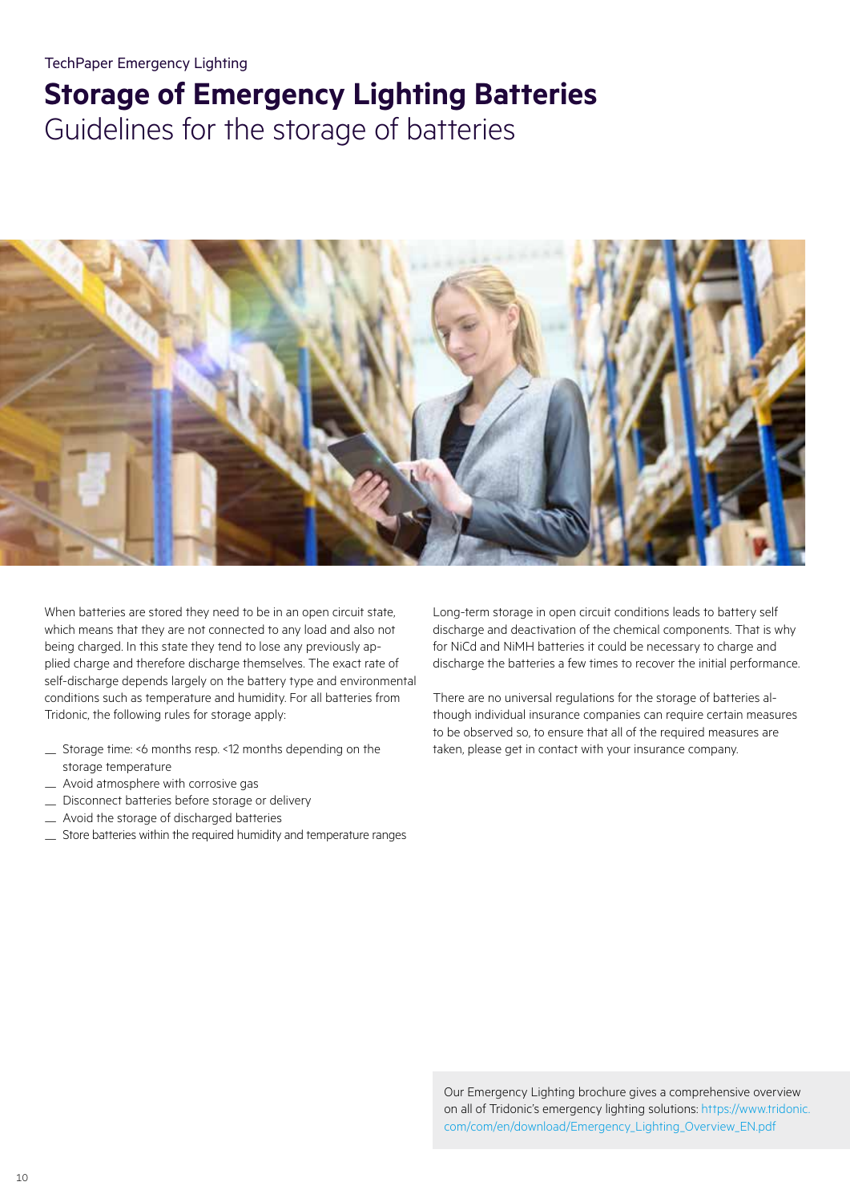TechPaper Emergency Lighting

# Storage of Emergency Lighting Batteries

## Guidelines for the storage of batteries

When batteries are stored they need to be in an open circuit state, which means that they are not connected to any load and also not being charged. In this state they tend to lose any previously applied charge and therefore discharge themselves. The exact rate of self-discharge depends largely on the battery type and environmental conditions such as temperature and humidity. For all batteries from Tridonic, the following rules for storage apply:

- Storage time: <6 months resp. <12 months depending on the storage temperature
- Avoid atmosphere with corrosive gas
- Disconnect batteries before storage or delivery
- Avoid the storage of discharged batteries
- Store batteries within the required humidity and temperature ranges

Long-term storage in open circuit conditions leads to battery self discharge and deactivation of the chemical components. That is why for NiCd and NiMH batteries it could be necessary to charge and discharge the batteries a few times to recover the initial performance.

There are no universal regulations for the storage of batteries although individual insurance companies can require certain measures to be observed so, to ensure that all of the required measures are taken, please get in contact with your insurance company.

Our Emergency Lighting brochure gives a comprehensive overview on all of Tridonic's emergency lighting solutions: https://www.tridonic.com/com/en/download/Emergency_Lighting_Overview_EN.pdf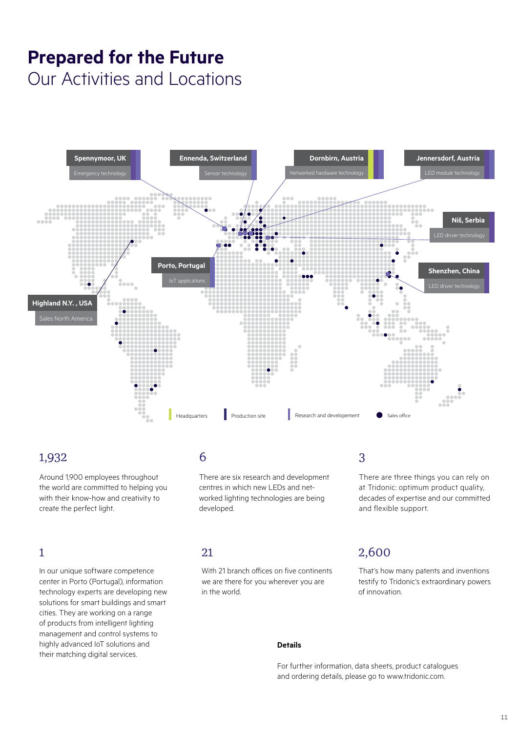# Prepared for the Future

## Our Activities and Locations

**Spennymoor, UK**
Emergency technology

**Ennenda, Switzerland**
Sensor technology

**Dornbirn, Austria**
Networked hardware technology

**Jennersdorf, Austria**
LED module technology

**Niš, Serbia**
LED driver technology

**Porto, Portugal**
IoT applications

**Shenzhen, China**
LED driver technology

**Highland N.Y. , USA**
Sales North America

Headquarters · Production site · Research and developement · Sales office

### 1,932

Around 1,900 employees throughout the world are committed to helping you with their know-how and creativity to create the perfect light.

### 6

There are six research and development centres in which new LEDs and net-worked lighting technologies are being developed.

### 3

There are three things you can rely on at Tridonic: optimum product quality, decades of expertise and our committed and flexible support.

### 1

In our unique software competence center in Porto (Portugal), information technology experts are developing new solutions for smart buildings and smart cities. They are working on a range of products from intelligent lighting management and control systems to highly advanced IoT solutions and their matching digital services.

### 21

With 21 branch offices on five continents we are there for you wherever you are in the world.

### 2,600

That's how many patents and inventions testify to Tridonic's extraordinary powers of innovation.

**Details**

For further information, data sheets, product catalogues and ordering details, please go to www.tridonic.com.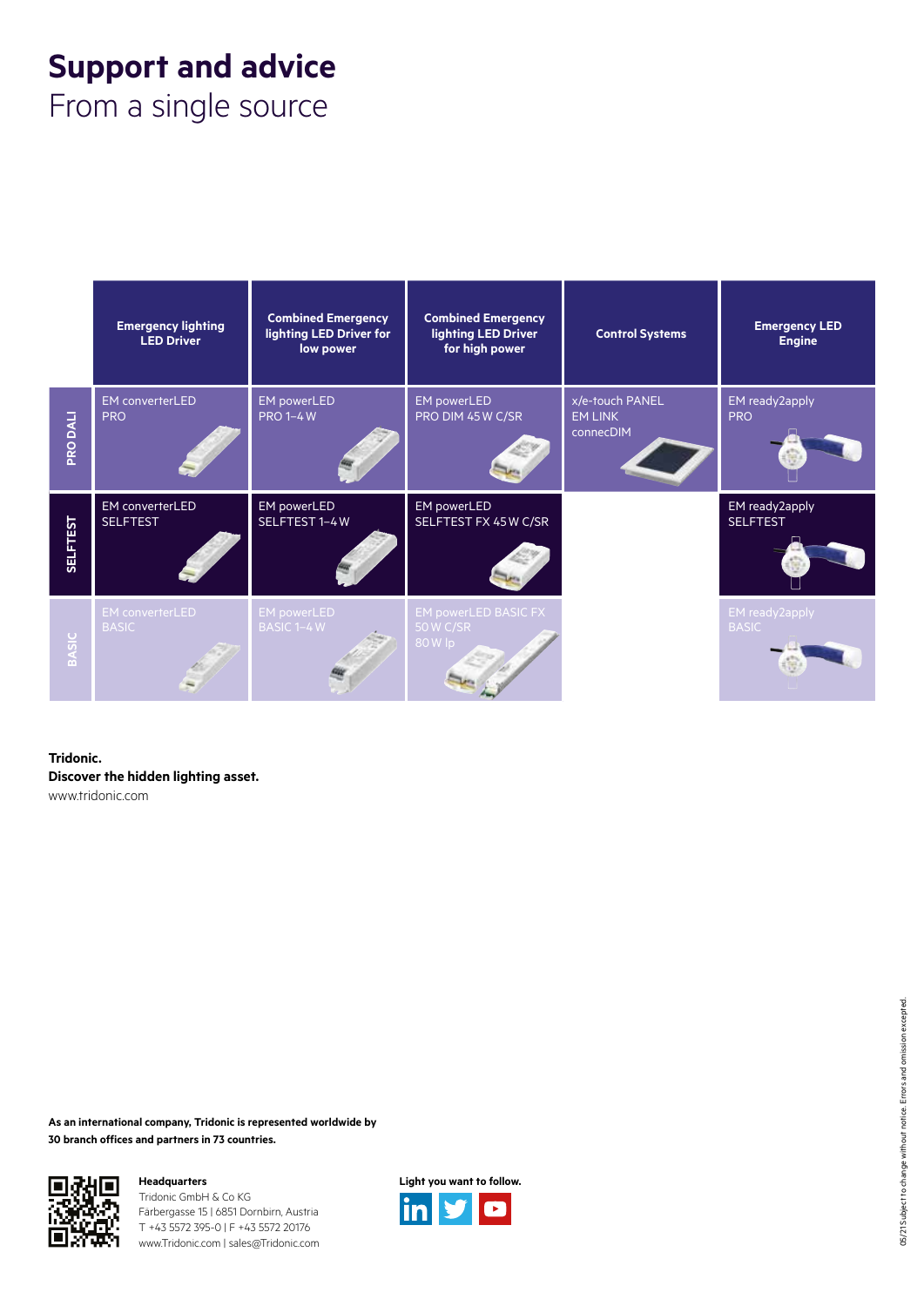# Support and advice

From a single source

| | Emergency lighting LED Driver | Combined Emergency lighting LED Driver for low power | Combined Emergency lighting LED Driver for high power | Control Systems | Emergency LED Engine |
|---|---|---|---|---|---|
| PRO DALI | EM converterLED PRO | EM powerLED PRO 1–4 W | EM powerLED PRO DIM 45 W C/SR | x/e-touch PANEL EM LINK connecDIM | EM ready2apply PRO |
| SELFTEST | EM converterLED SELFTEST | EM powerLED SELFTEST 1–4 W | EM powerLED SELFTEST FX 45 W C/SR | | EM ready2apply SELFTEST |
| BASIC | EM converterLED BASIC | EM powerLED BASIC 1–4 W | EM powerLED BASIC FX 50 W C/SR 80 W Ip | | EM ready2apply BASIC |

**Tridonic.**
**Discover the hidden lighting asset.**
www.tridonic.com

**As an international company, Tridonic is represented worldwide by 30 branch offices and partners in 73 countries.**

**Headquarters**
Tridonic GmbH & Co KG
Färbergasse 15 | 6851 Dornbirn, Austria
T +43 5572 395-0 | F +43 5572 20176
www.Tridonic.com | sales@Tridonic.com

**Light you want to follow.**

05/21 Subject to change without notice. Errors and omission excepted.